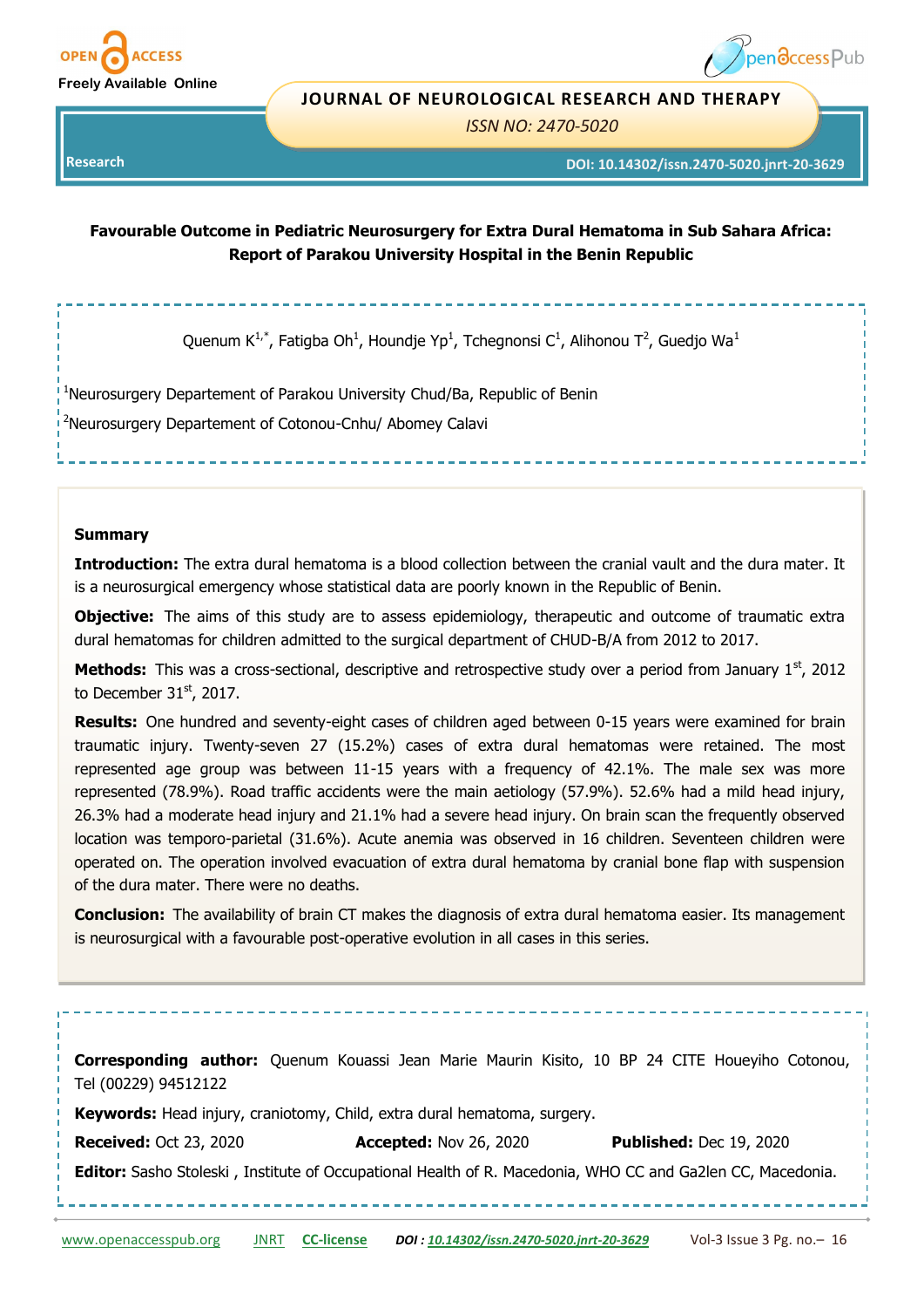Research

DOI: 10.14302/issn.2470-5020.jnrt-20-3629

# Favourable Outcome in Pediatric Neurosurgery for Extra Dural Hematoma in Sub Sahara Africa: Report of Parakou University Hospital in the Benin Republic

Quenum K[1,*], Fatigba Oh[1], Houndje Yp[1], Tchegnonsi C[1], Alihonou T[2], Guedjo Wa[1]

[1]Neurosurgery Departement of Parakou University Chud/Ba, Republic of Benin

[2]Neurosurgery Departement of Cotonou-Cnhu/ Abomey Calavi

## Summary

**Introduction:** The extra dural hematoma is a blood collection between the cranial vault and the dura mater. It is a neurosurgical emergency whose statistical data are poorly known in the Republic of Benin.

**Objective:** The aims of this study are to assess epidemiology, therapeutic and outcome of traumatic extra dural hematomas for children admitted to the surgical department of CHUD-B/A from 2012 to 2017.

**Methods:** This was a cross-sectional, descriptive and retrospective study over a period from January 1st, 2012 to December 31st, 2017.

**Results:** One hundred and seventy-eight cases of children aged between 0-15 years were examined for brain traumatic injury. Twenty-seven 27 (15.2%) cases of extra dural hematomas were retained. The most represented age group was between 11-15 years with a frequency of 42.1%. The male sex was more represented (78.9%). Road traffic accidents were the main aetiology (57.9%). 52.6% had a mild head injury, 26.3% had a moderate head injury and 21.1% had a severe head injury. On brain scan the frequently observed location was temporo-parietal (31.6%). Acute anemia was observed in 16 children. Seventeen children were operated on. The operation involved evacuation of extra dural hematoma by cranial bone flap with suspension of the dura mater. There were no deaths.

**Conclusion:** The availability of brain CT makes the diagnosis of extra dural hematoma easier. Its management is neurosurgical with a favourable post-operative evolution in all cases in this series.

**Corresponding author:** Quenum Kouassi Jean Marie Maurin Kisito, 10 BP 24 CITE Houeyiho Cotonou, Tel (00229) 94512122

**Keywords:** Head injury, craniotomy, Child, extra dural hematoma, surgery.

**Received:** Oct 23, 2020 **Accepted:** Nov 26, 2020 **Published:** Dec 19, 2020

**Editor:** Sasho Stoleski , Institute of Occupational Health of R. Macedonia, WHO CC and Ga2len CC, Macedonia.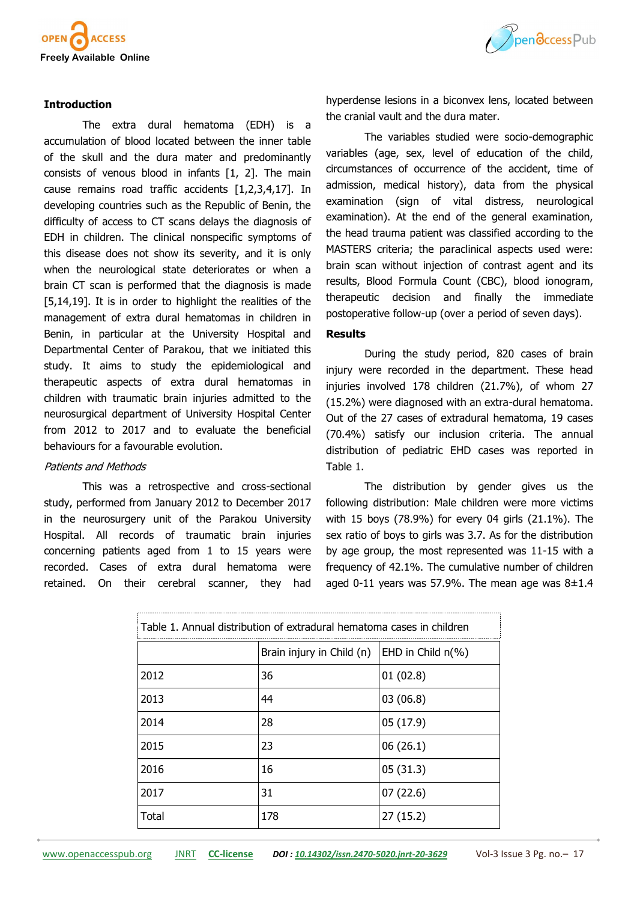## Introduction

The extra dural hematoma (EDH) is a accumulation of blood located between the inner table of the skull and the dura mater and predominantly consists of venous blood in infants [1, 2]. The main cause remains road traffic accidents [1,2,3,4,17]. In developing countries such as the Republic of Benin, the difficulty of access to CT scans delays the diagnosis of EDH in children. The clinical nonspecific symptoms of this disease does not show its severity, and it is only when the neurological state deteriorates or when a brain CT scan is performed that the diagnosis is made [5,14,19]. It is in order to highlight the realities of the management of extra dural hematomas in children in Benin, in particular at the University Hospital and Departmental Center of Parakou, that we initiated this study. It aims to study the epidemiological and therapeutic aspects of extra dural hematomas in children with traumatic brain injuries admitted to the neurosurgical department of University Hospital Center from 2012 to 2017 and to evaluate the beneficial behaviours for a favourable evolution.

*Patients and Methods*

This was a retrospective and cross-sectional study, performed from January 2012 to December 2017 in the neurosurgery unit of the Parakou University Hospital. All records of traumatic brain injuries concerning patients aged from 1 to 15 years were recorded. Cases of extra dural hematoma were retained. On their cerebral scanner, they had hyperdense lesions in a biconvex lens, located between the cranial vault and the dura mater.

The variables studied were socio-demographic variables (age, sex, level of education of the child, circumstances of occurrence of the accident, time of admission, medical history), data from the physical examination (sign of vital distress, neurological examination). At the end of the general examination, the head trauma patient was classified according to the MASTERS criteria; the paraclinical aspects used were: brain scan without injection of contrast agent and its results, Blood Formula Count (CBC), blood ionogram, therapeutic decision and finally the immediate postoperative follow-up (over a period of seven days).

## Results

During the study period, 820 cases of brain injury were recorded in the department. These head injuries involved 178 children (21.7%), of whom 27 (15.2%) were diagnosed with an extra-dural hematoma. Out of the 27 cases of extradural hematoma, 19 cases (70.4%) satisfy our inclusion criteria. The annual distribution of pediatric EHD cases was reported in Table 1.

The distribution by gender gives us the following distribution: Male children were more victims with 15 boys (78.9%) for every 04 girls (21.1%). The sex ratio of boys to girls was 3.7. As for the distribution by age group, the most represented was 11-15 with a frequency of 42.1%. The cumulative number of children aged 0-11 years was 57.9%. The mean age was 8±1.4

Table 1. Annual distribution of extradural hematoma cases in children

| | Brain injury in Child (n) | EHD in Child n(%) |
|---|---|---|
| 2012 | 36 | 01 (02.8) |
| 2013 | 44 | 03 (06.8) |
| 2014 | 28 | 05 (17.9) |
| 2015 | 23 | 06 (26.1) |
| 2016 | 16 | 05 (31.3) |
| 2017 | 31 | 07 (22.6) |
| Total | 178 | 27 (15.2) |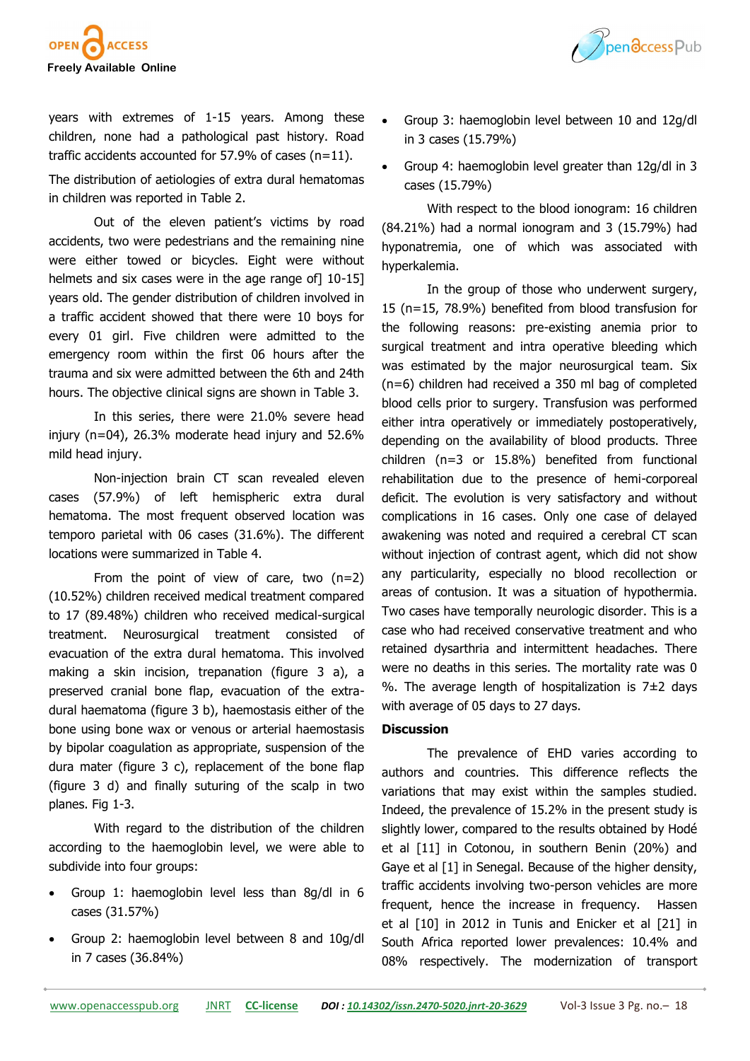years with extremes of 1-15 years. Among these children, none had a pathological past history. Road traffic accidents accounted for 57.9% of cases (n=11).

The distribution of aetiologies of extra dural hematomas in children was reported in Table 2.

Out of the eleven patient's victims by road accidents, two were pedestrians and the remaining nine were either towed or bicycles. Eight were without helmets and six cases were in the age range of] 10-15] years old. The gender distribution of children involved in a traffic accident showed that there were 10 boys for every 01 girl. Five children were admitted to the emergency room within the first 06 hours after the trauma and six were admitted between the 6th and 24th hours. The objective clinical signs are shown in Table 3.

In this series, there were 21.0% severe head injury (n=04), 26.3% moderate head injury and 52.6% mild head injury.

Non-injection brain CT scan revealed eleven cases (57.9%) of left hemispheric extra dural hematoma. The most frequent observed location was temporo parietal with 06 cases (31.6%). The different locations were summarized in Table 4.

From the point of view of care, two (n=2) (10.52%) children received medical treatment compared to 17 (89.48%) children who received medical-surgical treatment. Neurosurgical treatment consisted of evacuation of the extra dural hematoma. This involved making a skin incision, trepanation (figure 3 a), a preserved cranial bone flap, evacuation of the extra-dural haematoma (figure 3 b), haemostasis either of the bone using bone wax or venous or arterial haemostasis by bipolar coagulation as appropriate, suspension of the dura mater (figure 3 c), replacement of the bone flap (figure 3 d) and finally suturing of the scalp in two planes. Fig 1-3.

With regard to the distribution of the children according to the haemoglobin level, we were able to subdivide into four groups:

- Group 1: haemoglobin level less than 8g/dl in 6 cases (31.57%)
- Group 2: haemoglobin level between 8 and 10g/dl in 7 cases (36.84%)
- Group 3: haemoglobin level between 10 and 12g/dl in 3 cases (15.79%)
- Group 4: haemoglobin level greater than 12g/dl in 3 cases (15.79%)

With respect to the blood ionogram: 16 children (84.21%) had a normal ionogram and 3 (15.79%) had hyponatremia, one of which was associated with hyperkalemia.

In the group of those who underwent surgery, 15 (n=15, 78.9%) benefited from blood transfusion for the following reasons: pre-existing anemia prior to surgical treatment and intra operative bleeding which was estimated by the major neurosurgical team. Six (n=6) children had received a 350 ml bag of completed blood cells prior to surgery. Transfusion was performed either intra operatively or immediately postoperatively, depending on the availability of blood products. Three children (n=3 or 15.8%) benefited from functional rehabilitation due to the presence of hemi-corporeal deficit. The evolution is very satisfactory and without complications in 16 cases. Only one case of delayed awakening was noted and required a cerebral CT scan without injection of contrast agent, which did not show any particularity, especially no blood recollection or areas of contusion. It was a situation of hypothermia. Two cases have temporally neurologic disorder. This is a case who had received conservative treatment and who retained dysarthria and intermittent headaches. There were no deaths in this series. The mortality rate was 0 %. The average length of hospitalization is 7±2 days with average of 05 days to 27 days.

## Discussion

The prevalence of EHD varies according to authors and countries. This difference reflects the variations that may exist within the samples studied. Indeed, the prevalence of 15.2% in the present study is slightly lower, compared to the results obtained by Hodé et al [11] in Cotonou, in southern Benin (20%) and Gaye et al [1] in Senegal. Because of the higher density, traffic accidents involving two-person vehicles are more frequent, hence the increase in frequency. Hassen et al [10] in 2012 in Tunis and Enicker et al [21] in South Africa reported lower prevalences: 10.4% and 08% respectively. The modernization of transport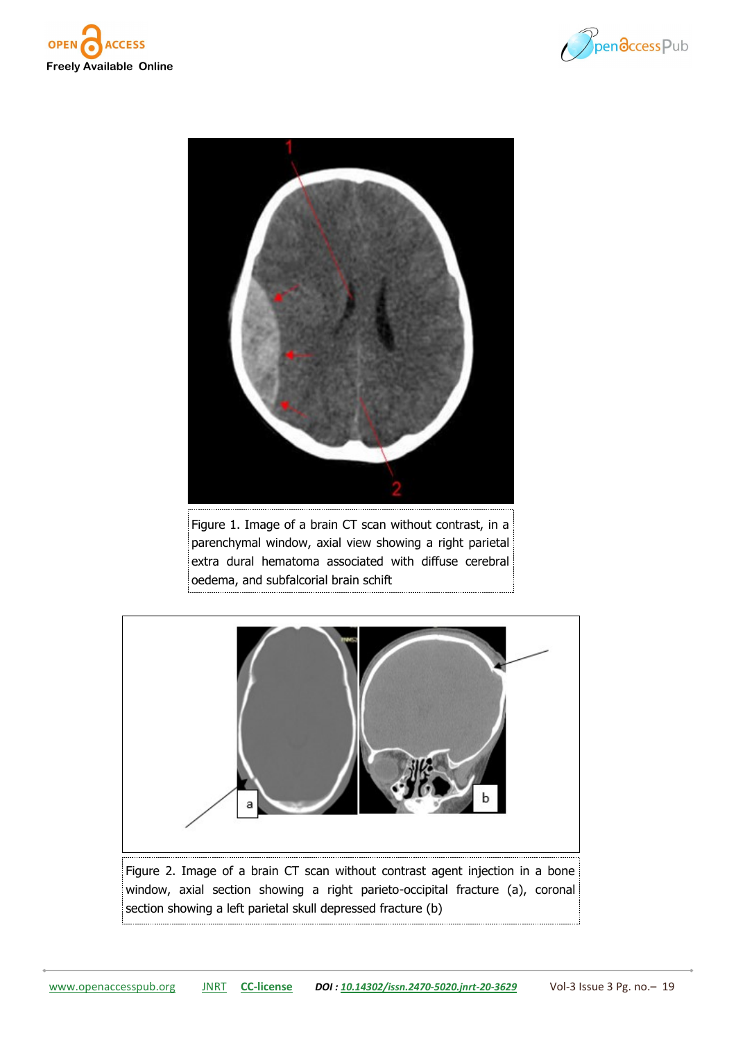Figure 1. Image of a brain CT scan without contrast, in a parenchymal window, axial view showing a right parietal extra dural hematoma associated with diffuse cerebral oedema, and subfalcorial brain schift

Figure 2. Image of a brain CT scan without contrast agent injection in a bone window, axial section showing a right parieto-occipital fracture (a), coronal section showing a left parietal skull depressed fracture (b)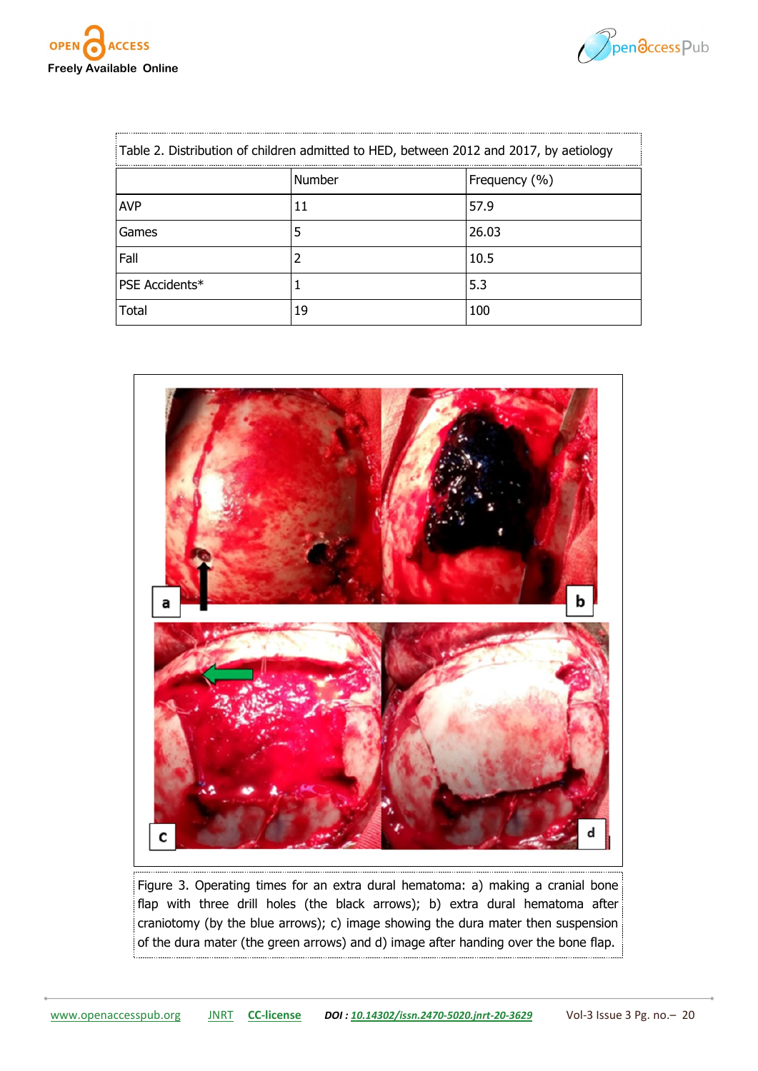Table 2. Distribution of children admitted to HED, between 2012 and 2017, by aetiology

| | Number | Frequency (%) |
|---|---|---|
| AVP | 11 | 57.9 |
| Games | 5 | 26.03 |
| Fall | 2 | 10.5 |
| PSE Accidents* | 1 | 5.3 |
| Total | 19 | 100 |

Figure 3. Operating times for an extra dural hematoma: a) making a cranial bone flap with three drill holes (the black arrows); b) extra dural hematoma after craniotomy (by the blue arrows); c) image showing the dura mater then suspension of the dura mater (the green arrows) and d) image after handing over the bone flap.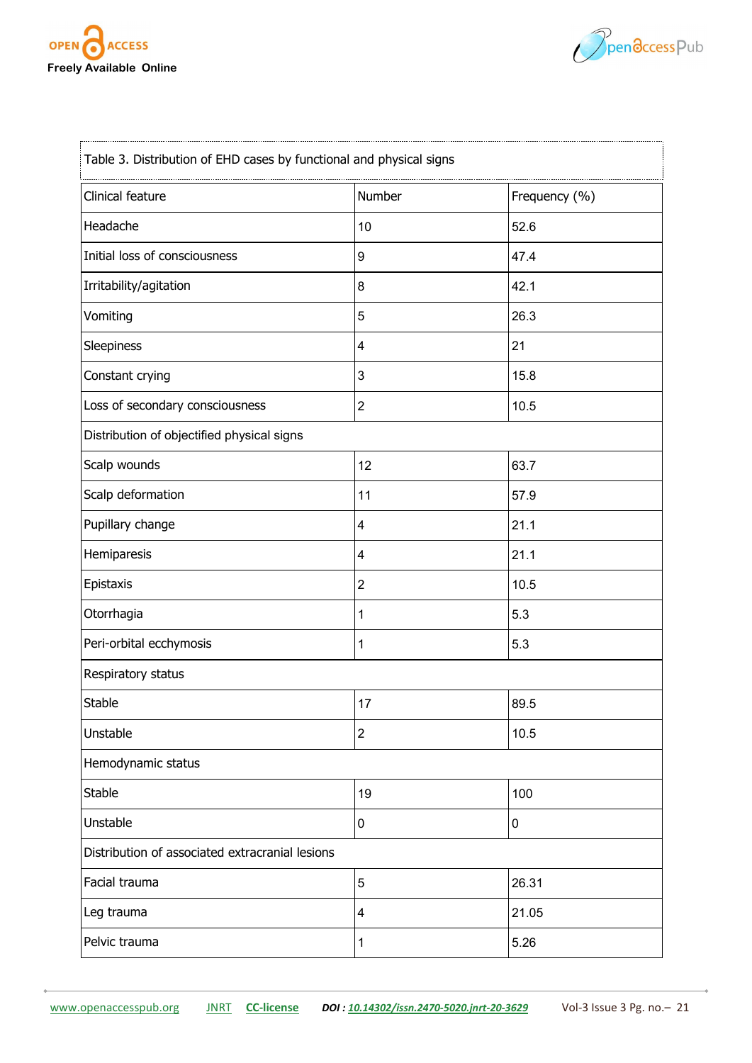Table 3. Distribution of EHD cases by functional and physical signs

| Clinical feature | Number | Frequency (%) |
|---|---|---|
| Headache | 10 | 52.6 |
| Initial loss of consciousness | 9 | 47.4 |
| Irritability/agitation | 8 | 42.1 |
| Vomiting | 5 | 26.3 |
| Sleepiness | 4 | 21 |
| Constant crying | 3 | 15.8 |
| Loss of secondary consciousness | 2 | 10.5 |
| Distribution of objectified physical signs | | |
| Scalp wounds | 12 | 63.7 |
| Scalp deformation | 11 | 57.9 |
| Pupillary change | 4 | 21.1 |
| Hemiparesis | 4 | 21.1 |
| Epistaxis | 2 | 10.5 |
| Otorrhagia | 1 | 5.3 |
| Peri-orbital ecchymosis | 1 | 5.3 |
| Respiratory status | | |
| Stable | 17 | 89.5 |
| Unstable | 2 | 10.5 |
| Hemodynamic status | | |
| Stable | 19 | 100 |
| Unstable | 0 | 0 |
| Distribution of associated extracranial lesions | | |
| Facial trauma | 5 | 26.31 |
| Leg trauma | 4 | 21.05 |
| Pelvic trauma | 1 | 5.26 |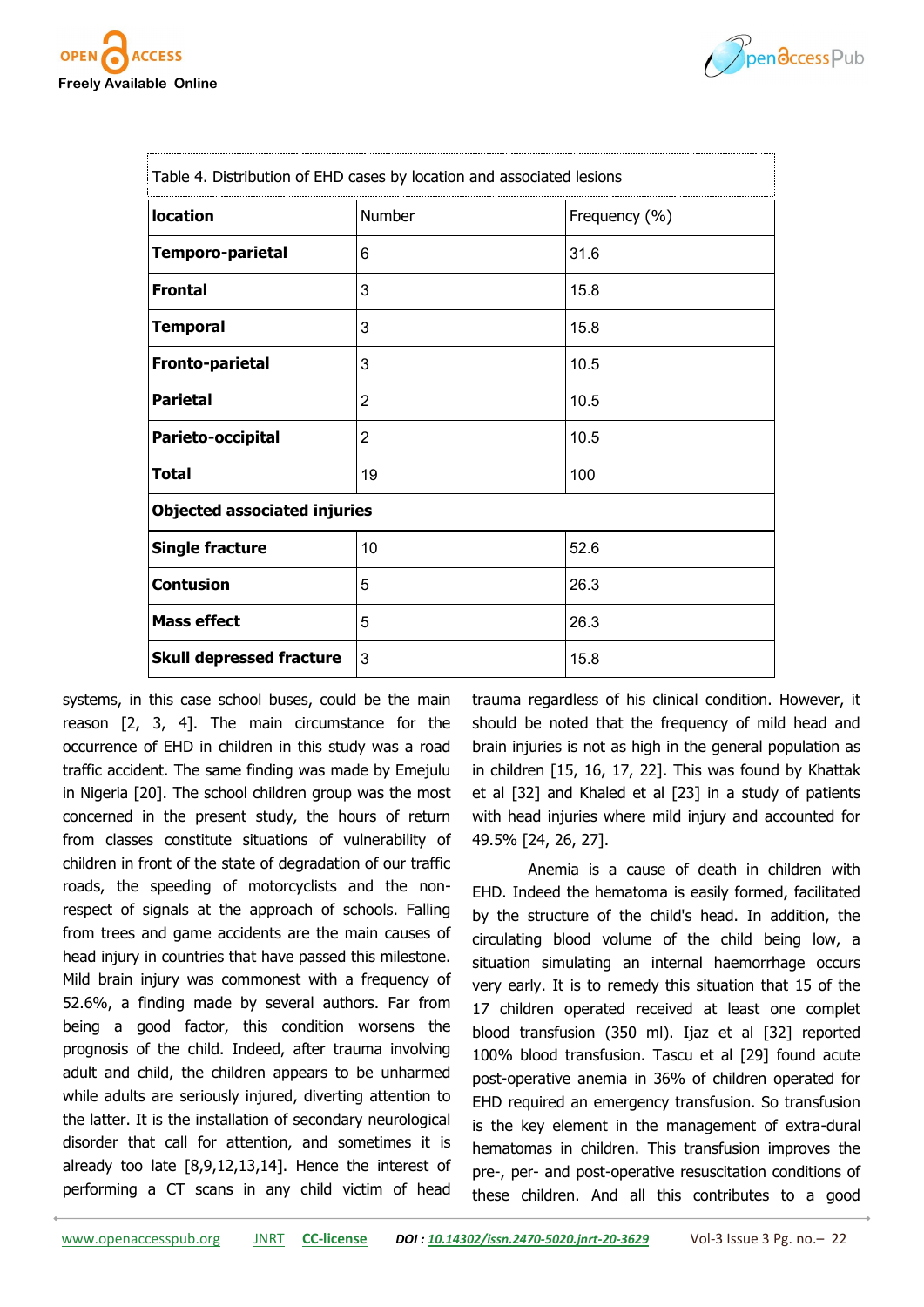Table 4. Distribution of EHD cases by location and associated lesions

| **location** | Number | Frequency (%) |
|---|---|---|
| **Temporo-parietal** | 6 | 31.6 |
| **Frontal** | 3 | 15.8 |
| **Temporal** | 3 | 15.8 |
| **Fronto-parietal** | 3 | 10.5 |
| **Parietal** | 2 | 10.5 |
| **Parieto-occipital** | 2 | 10.5 |
| **Total** | 19 | 100 |
| **Objected associated injuries** | | |
| **Single fracture** | 10 | 52.6 |
| **Contusion** | 5 | 26.3 |
| **Mass effect** | 5 | 26.3 |
| **Skull depressed fracture** | 3 | 15.8 |

systems, in this case school buses, could be the main reason [2, 3, 4]. The main circumstance for the occurrence of EHD in children in this study was a road traffic accident. The same finding was made by Emejulu in Nigeria [20]. The school children group was the most concerned in the present study, the hours of return from classes constitute situations of vulnerability of children in front of the state of degradation of our traffic roads, the speeding of motorcyclists and the non-respect of signals at the approach of schools. Falling from trees and game accidents are the main causes of head injury in countries that have passed this milestone. Mild brain injury was commonest with a frequency of 52.6%, a finding made by several authors. Far from being a good factor, this condition worsens the prognosis of the child. Indeed, after trauma involving adult and child, the children appears to be unharmed while adults are seriously injured, diverting attention to the latter. It is the installation of secondary neurological disorder that call for attention, and sometimes it is already too late [8,9,12,13,14]. Hence the interest of performing a CT scans in any child victim of head trauma regardless of his clinical condition. However, it should be noted that the frequency of mild head and brain injuries is not as high in the general population as in children [15, 16, 17, 22]. This was found by Khattak et al [32] and Khaled et al [23] in a study of patients with head injuries where mild injury and accounted for 49.5% [24, 26, 27].

Anemia is a cause of death in children with EHD. Indeed the hematoma is easily formed, facilitated by the structure of the child's head. In addition, the circulating blood volume of the child being low, a situation simulating an internal haemorrhage occurs very early. It is to remedy this situation that 15 of the 17 children operated received at least one complet blood transfusion (350 ml). Ijaz et al [32] reported 100% blood transfusion. Tascu et al [29] found acute post-operative anemia in 36% of children operated for EHD required an emergency transfusion. So transfusion is the key element in the management of extra-dural hematomas in children. This transfusion improves the pre-, per- and post-operative resuscitation conditions of these children. And all this contributes to a good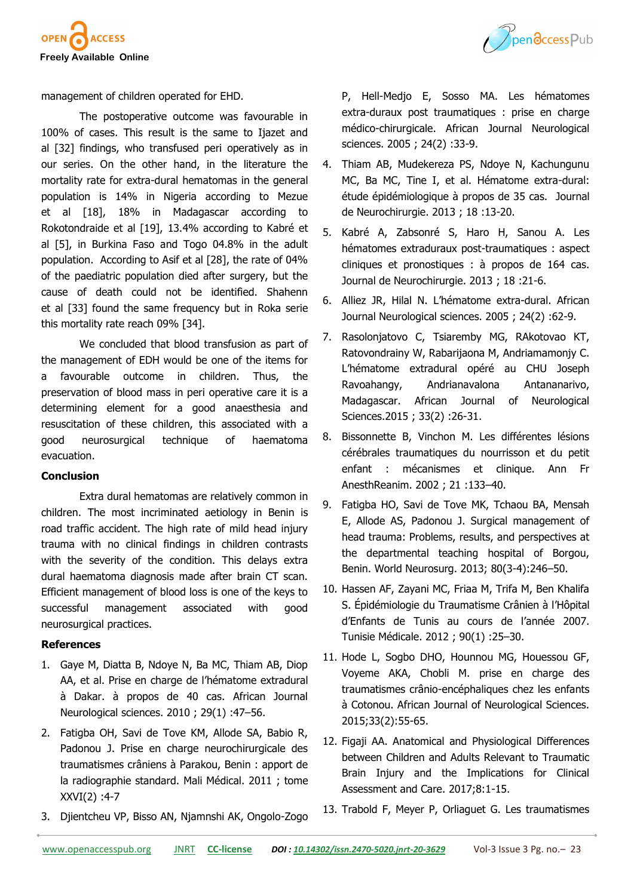management of children operated for EHD.

The postoperative outcome was favourable in 100% of cases. This result is the same to Ijazet and al [32] findings, who transfused peri operatively as in our series. On the other hand, in the literature the mortality rate for extra-dural hematomas in the general population is 14% in Nigeria according to Mezue et al [18], 18% in Madagascar according to Rokotondraide et al [19], 13.4% according to Kabré et al [5], in Burkina Faso and Togo 04.8% in the adult population. According to Asif et al [28], the rate of 04% of the paediatric population died after surgery, but the cause of death could not be identified. Shahenn et al [33] found the same frequency but in Roka serie this mortality rate reach 09% [34].

We concluded that blood transfusion as part of the management of EDH would be one of the items for a favourable outcome in children. Thus, the preservation of blood mass in peri operative care it is a determining element for a good anaesthesia and resuscitation of these children, this associated with a good neurosurgical technique of haematoma evacuation.

## Conclusion

Extra dural hematomas are relatively common in children. The most incriminated aetiology in Benin is road traffic accident. The high rate of mild head injury trauma with no clinical findings in children contrasts with the severity of the condition. This delays extra dural haematoma diagnosis made after brain CT scan. Efficient management of blood loss is one of the keys to successful management associated with good neurosurgical practices.

## References

1. Gaye M, Diatta B, Ndoye N, Ba MC, Thiam AB, Diop AA, et al. Prise en charge de l'hématome extradural à Dakar. à propos de 40 cas. African Journal Neurological sciences. 2010 ; 29(1) :47–56.
2. Fatigba OH, Savi de Tove KM, Allode SA, Babio R, Padonou J. Prise en charge neurochirurgicale des traumatismes crâniens à Parakou, Benin : apport de la radiographie standard. Mali Médical. 2011 ; tome XXVI(2) :4-7
3. Djientcheu VP, Bisso AN, Njamnshi AK, Ongolo-Zogo P, Hell-Medjo E, Sosso MA. Les hématomes extra-duraux post traumatiques : prise en charge médico-chirurgicale. African Journal Neurological sciences. 2005 ; 24(2) :33-9.
4. Thiam AB, Mudekereza PS, Ndoye N, Kachungunu MC, Ba MC, Tine I, et al. Hématome extra-dural: étude épidémiologique à propos de 35 cas. Journal de Neurochirurgie. 2013 ; 18 :13-20.
5. Kabré A, Zabsonré S, Haro H, Sanou A. Les hématomes extraduraux post-traumatiques : aspect cliniques et pronostiques : à propos de 164 cas. Journal de Neurochirurgie. 2013 ; 18 :21-6.
6. Alliez JR, Hilal N. L'hématome extra-dural. African Journal Neurological sciences. 2005 ; 24(2) :62-9.
7. Rasolonjatovo C, Tsiaremby MG, RAkotovao KT, Ratovondrainy W, Rabarijaona M, Andriamamonjy C. L'hématome extradural opéré au CHU Joseph Ravoahangy, Andrianavalona Antananarivo, Madagascar. African Journal of Neurological Sciences.2015 ; 33(2) :26-31.
8. Bissonnette B, Vinchon M. Les différentes lésions cérébrales traumatiques du nourrisson et du petit enfant : mécanismes et clinique. Ann Fr AnesthReanim. 2002 ; 21 :133–40.
9. Fatigba HO, Savi de Tove MK, Tchaou BA, Mensah E, Allode AS, Padonou J. Surgical management of head trauma: Problems, results, and perspectives at the departmental teaching hospital of Borgou, Benin. World Neurosurg. 2013; 80(3-4):246–50.
10. Hassen AF, Zayani MC, Friaa M, Trifa M, Ben Khalifa S. Épidémiologie du Traumatisme Crânien à l'Hôpital d'Enfants de Tunis au cours de l'année 2007. Tunisie Médicale. 2012 ; 90(1) :25–30.
11. Hode L, Sogbo DHO, Hounnou MG, Houessou GF, Voyeme AKA, Chobli M. prise en charge des traumatismes crânio-encéphaliques chez les enfants à Cotonou. African Journal of Neurological Sciences. 2015;33(2):55-65.
12. Figaji AA. Anatomical and Physiological Differences between Children and Adults Relevant to Traumatic Brain Injury and the Implications for Clinical Assessment and Care. 2017;8:1-15.
13. Trabold F, Meyer P, Orliaguet G. Les traumatismes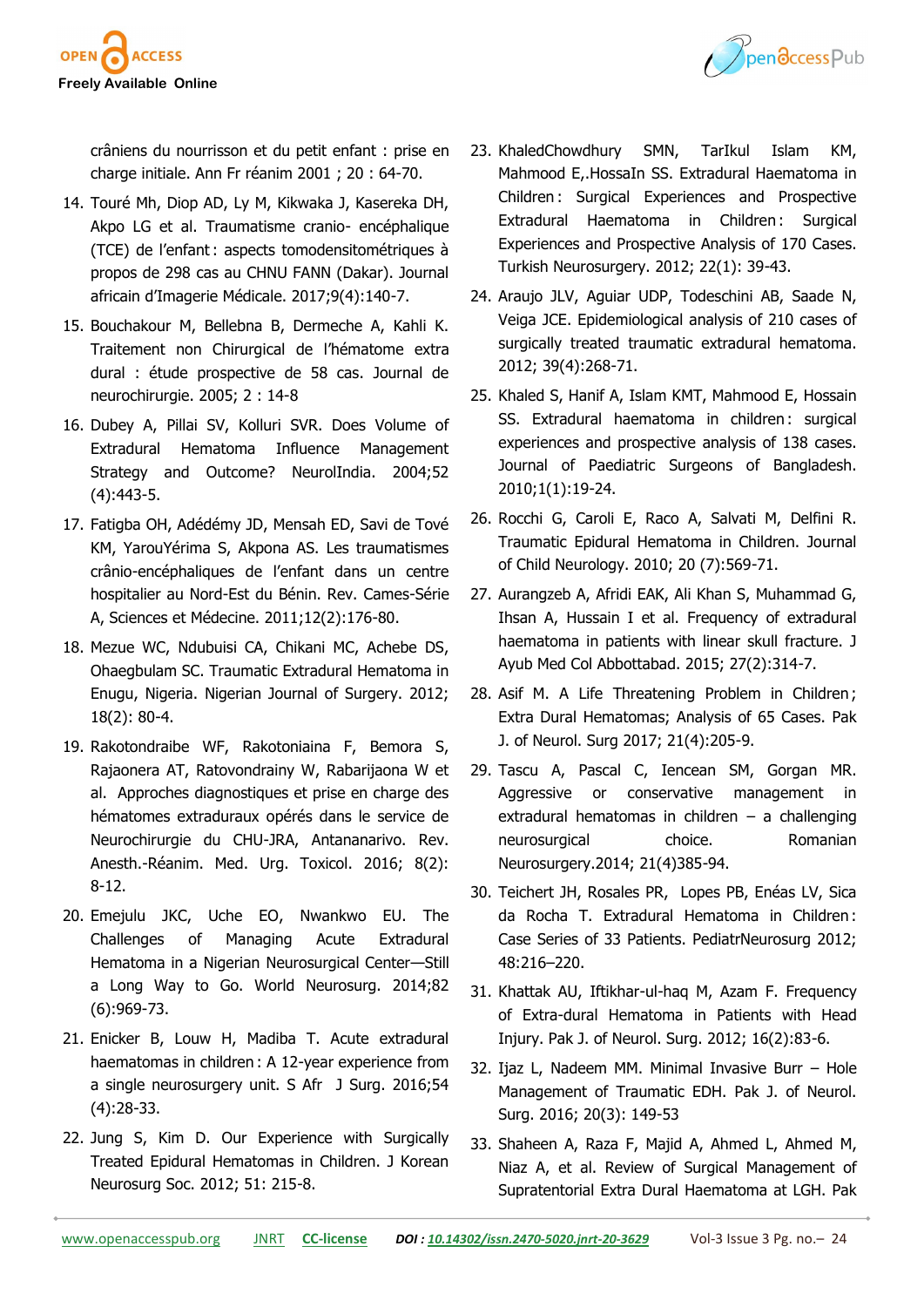crâniens du nourrisson et du petit enfant : prise en charge initiale. Ann Fr réanim 2001 ; 20 : 64-70.

14. Touré Mh, Diop AD, Ly M, Kikwaka J, Kasereka DH, Akpo LG et al. Traumatisme cranio- encéphalique (TCE) de l'enfant : aspects tomodensitométriques à propos de 298 cas au CHNU FANN (Dakar). Journal africain d'Imagerie Médicale. 2017;9(4):140-7.
15. Bouchakour M, Bellebna B, Dermeche A, Kahli K. Traitement non Chirurgical de l'hématome extra dural : étude prospective de 58 cas. Journal de neurochirurgie. 2005; 2 : 14-8
16. Dubey A, Pillai SV, Kolluri SVR. Does Volume of Extradural Hematoma Influence Management Strategy and Outcome? NeurolIndia. 2004;52 (4):443-5.
17. Fatigba OH, Adédémy JD, Mensah ED, Savi de Tové KM, YarouYérima S, Akpona AS. Les traumatismes crânio-encéphaliques de l'enfant dans un centre hospitalier au Nord-Est du Bénin. Rev. Cames-Série A, Sciences et Médecine. 2011;12(2):176-80.
18. Mezue WC, Ndubuisi CA, Chikani MC, Achebe DS, Ohaegbulam SC. Traumatic Extradural Hematoma in Enugu, Nigeria. Nigerian Journal of Surgery. 2012; 18(2): 80-4.
19. Rakotondraibe WF, Rakotoniaina F, Bemora S, Rajaonera AT, Ratovondrainy W, Rabarijaona W et al. Approches diagnostiques et prise en charge des hématomes extraduraux opérés dans le service de Neurochirurgie du CHU-JRA, Antananarivo. Rev. Anesth.-Réanim. Med. Urg. Toxicol. 2016; 8(2): 8-12.
20. Emejulu JKC, Uche EO, Nwankwo EU. The Challenges of Managing Acute Extradural Hematoma in a Nigerian Neurosurgical Center—Still a Long Way to Go. World Neurosurg. 2014;82 (6):969-73.
21. Enicker B, Louw H, Madiba T. Acute extradural haematomas in children : A 12-year experience from a single neurosurgery unit. S Afr J Surg. 2016;54 (4):28-33.
22. Jung S, Kim D. Our Experience with Surgically Treated Epidural Hematomas in Children. J Korean Neurosurg Soc. 2012; 51: 215-8.
23. KhaledChowdhury SMN, TarIkul Islam KM, Mahmood E,.HossaIn SS. Extradural Haematoma in Children : Surgical Experiences and Prospective Extradural Haematoma in Children : Surgical Experiences and Prospective Analysis of 170 Cases. Turkish Neurosurgery. 2012; 22(1): 39-43.
24. Araujo JLV, Aguiar UDP, Todeschini AB, Saade N, Veiga JCE. Epidemiological analysis of 210 cases of surgically treated traumatic extradural hematoma. 2012; 39(4):268-71.
25. Khaled S, Hanif A, Islam KMT, Mahmood E, Hossain SS. Extradural haematoma in children : surgical experiences and prospective analysis of 138 cases. Journal of Paediatric Surgeons of Bangladesh. 2010;1(1):19-24.
26. Rocchi G, Caroli E, Raco A, Salvati M, Delfini R. Traumatic Epidural Hematoma in Children. Journal of Child Neurology. 2010; 20 (7):569-71.
27. Aurangzeb A, Afridi EAK, Ali Khan S, Muhammad G, Ihsan A, Hussain I et al. Frequency of extradural haematoma in patients with linear skull fracture. J Ayub Med Col Abbottabad. 2015; 27(2):314-7.
28. Asif M. A Life Threatening Problem in Children ; Extra Dural Hematomas; Analysis of 65 Cases. Pak J. of Neurol. Surg 2017; 21(4):205-9.
29. Tascu A, Pascal C, Iencean SM, Gorgan MR. Aggressive or conservative management in extradural hematomas in children – a challenging neurosurgical choice. Romanian Neurosurgery.2014; 21(4)385-94.
30. Teichert JH, Rosales PR, Lopes PB, Enéas LV, Sica da Rocha T. Extradural Hematoma in Children : Case Series of 33 Patients. PediatrNeurosurg 2012; 48:216–220.
31. Khattak AU, Iftikhar-ul-haq M, Azam F. Frequency of Extra-dural Hematoma in Patients with Head Injury. Pak J. of Neurol. Surg. 2012; 16(2):83-6.
32. Ijaz L, Nadeem MM. Minimal Invasive Burr – Hole Management of Traumatic EDH. Pak J. of Neurol. Surg. 2016; 20(3): 149-53
33. Shaheen A, Raza F, Majid A, Ahmed L, Ahmed M, Niaz A, et al. Review of Surgical Management of Supratentorial Extra Dural Haematoma at LGH. Pak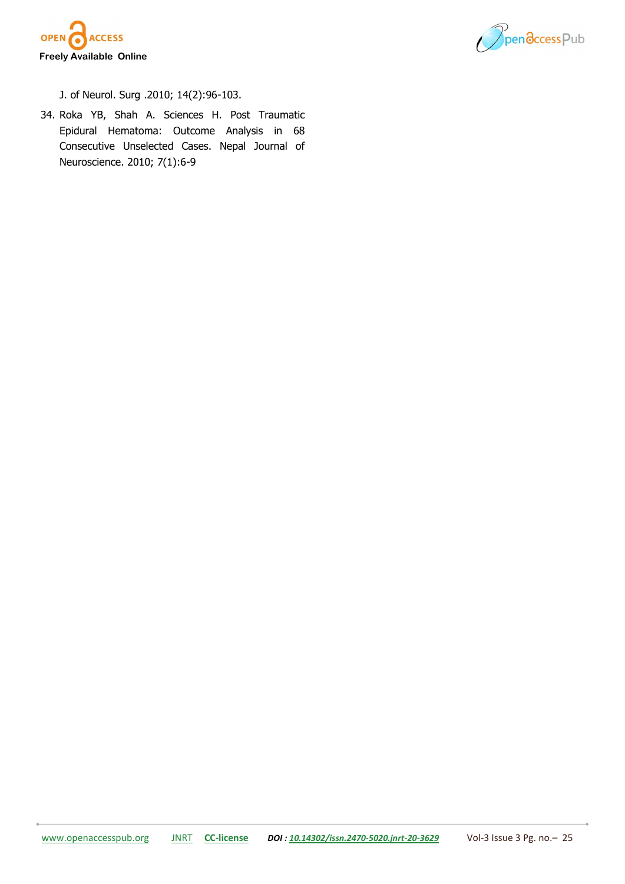J. of Neurol. Surg .2010; 14(2):96-103.

34. Roka YB, Shah A. Sciences H. Post Traumatic Epidural Hematoma: Outcome Analysis in 68 Consecutive Unselected Cases. Nepal Journal of Neuroscience. 2010; 7(1):6-9